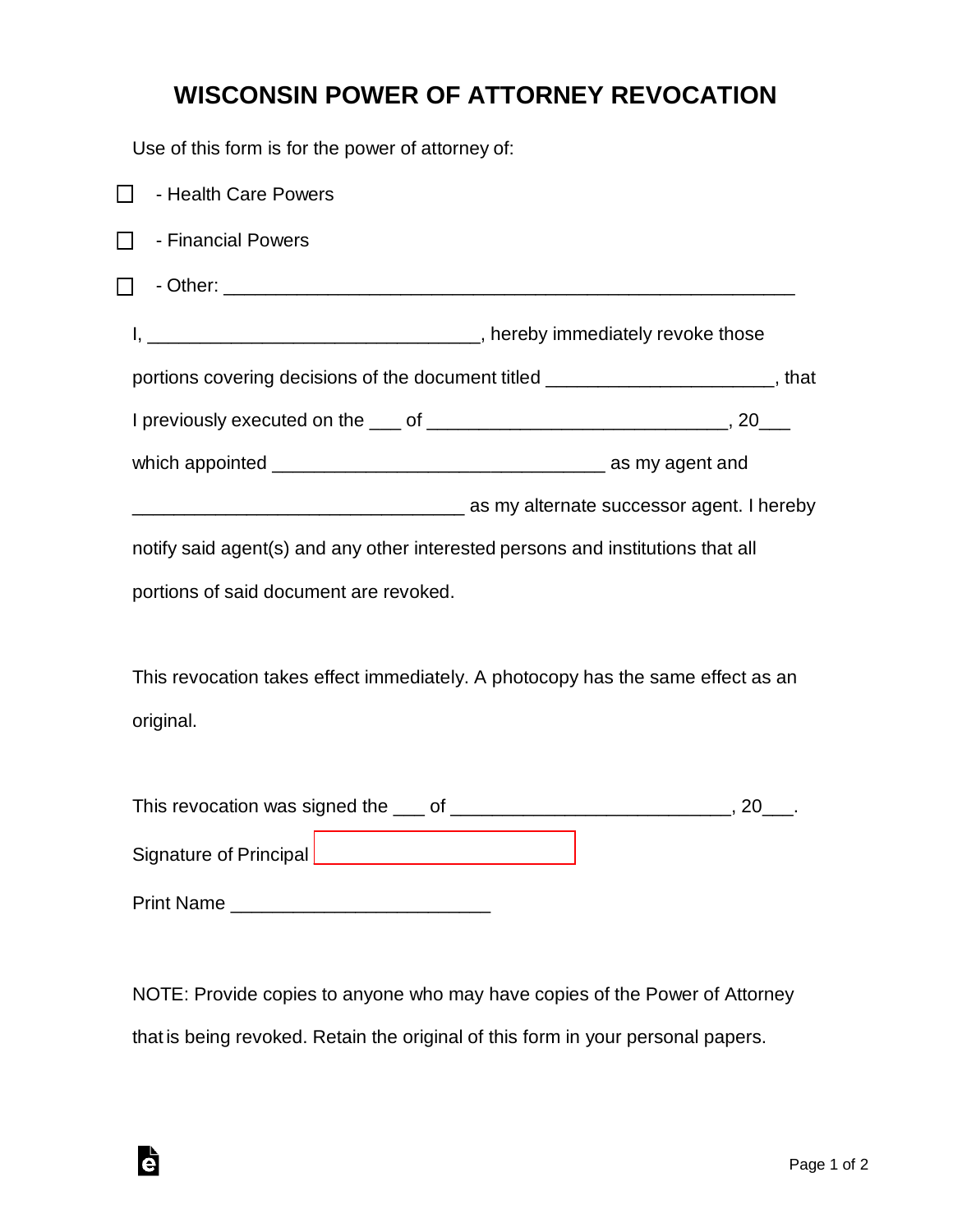# WISCONSIN POWER OF ATTORNEY REVOCATION

Use of this form is for the power of attorney of:

☐ - Health Care Powers

☐ - Financial Powers

☐ - Other: ______________________________________________________

I, ________________________________, hereby immediately revoke those portions covering decisions of the document titled ______________________, that I previously executed on the ___ of _____________________________, 20___ which appointed ________________________________ as my agent and ________________________________ as my alternate successor agent. I hereby notify said agent(s) and any other interested persons and institutions that all portions of said document are revoked.

This revocation takes effect immediately. A photocopy has the same effect as an original.

This revocation was signed the ___ of ___________________________, 20___.

Signature of Principal ________________________

Print Name _________________________

NOTE: Provide copies to anyone who may have copies of the Power of Attorney that is being revoked. Retain the original of this form in your personal papers.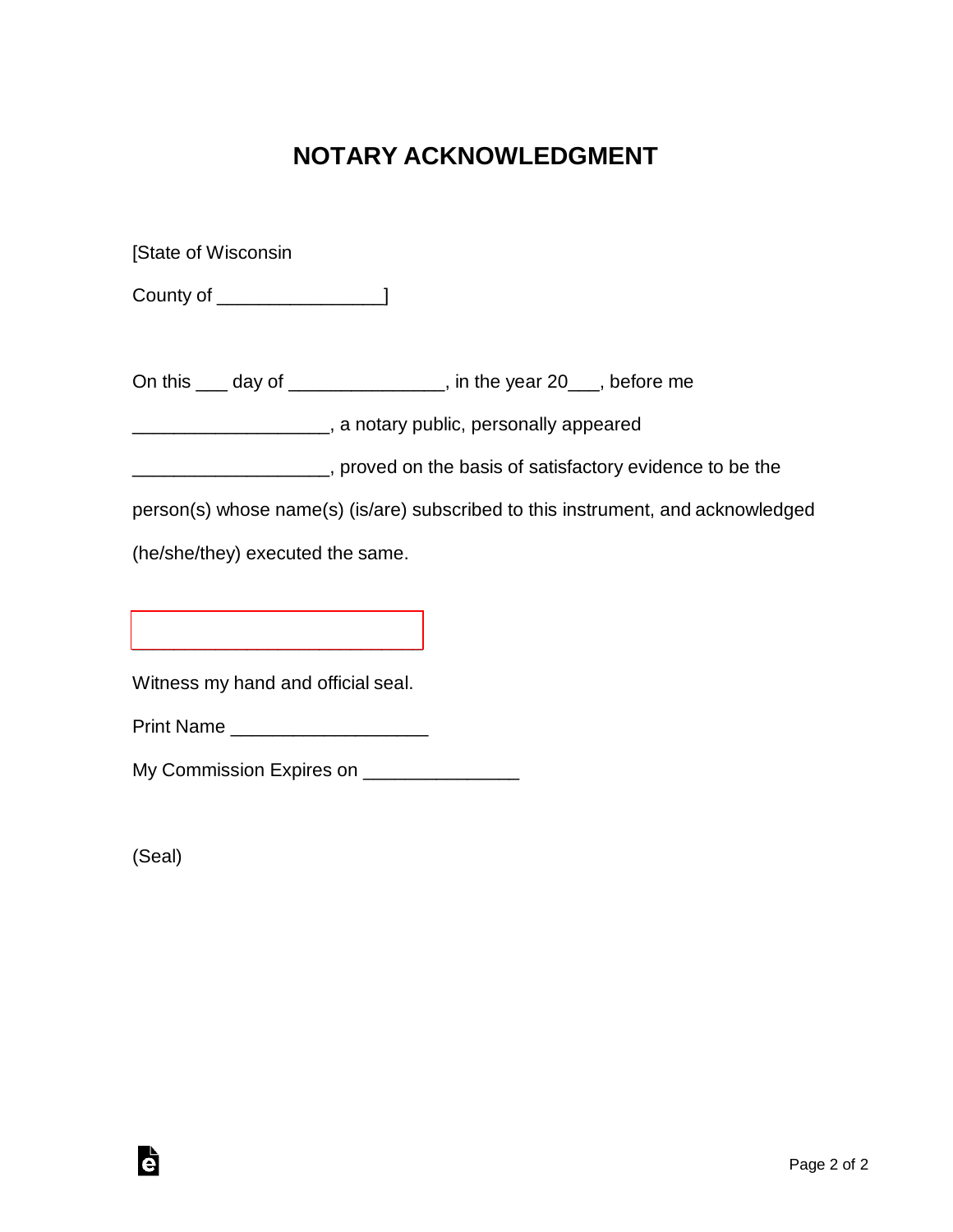# NOTARY ACKNOWLEDGMENT

[State of Wisconsin

County of ________________]

On this ___ day of _______________, in the year 20___, before me

___________________, a notary public, personally appeared

___________________, proved on the basis of satisfactory evidence to be the person(s) whose name(s) (is/are) subscribed to this instrument, and acknowledged (he/she/they) executed the same.

______________________________

Witness my hand and official seal.

Print Name ___________________

My Commission Expires on _______________

(Seal)